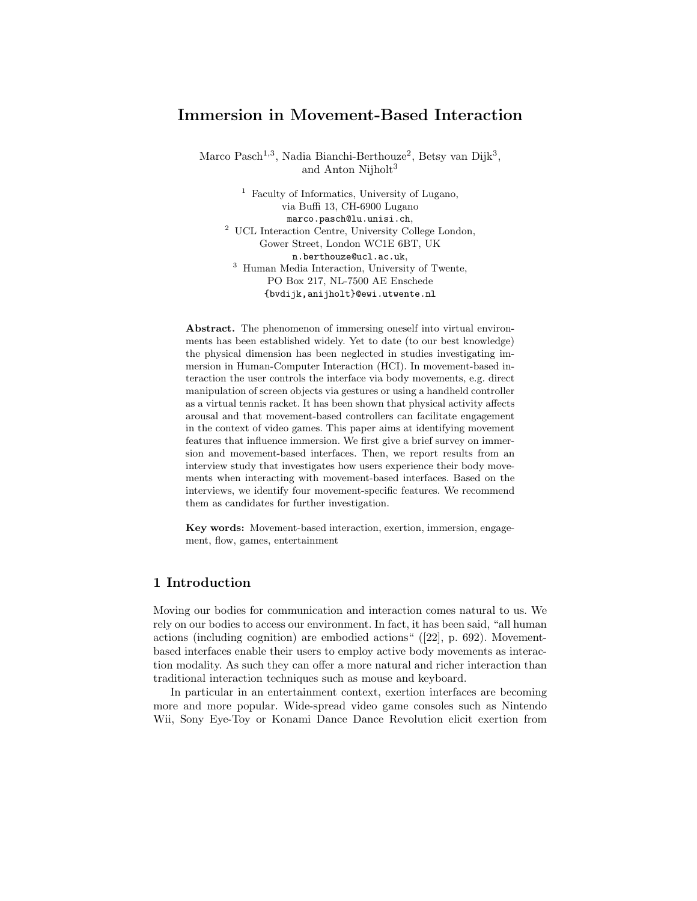# Immersion in Movement-Based Interaction

Marco Pasch[1,3], Nadia Bianchi-Berthouze[2], Betsy van Dijk[3], and Anton Nijholt[3]

[1] Faculty of Informatics, University of Lugano, via Buffi 13, CH-6900 Lugano
marco.pasch@lu.unisi.ch,

[2] UCL Interaction Centre, University College London, Gower Street, London WC1E 6BT, UK
n.berthouze@ucl.ac.uk,

[3] Human Media Interaction, University of Twente, PO Box 217, NL-7500 AE Enschede
{bvdijk,anijholt}@ewi.utwente.nl

**Abstract.** The phenomenon of immersing oneself into virtual environments has been established widely. Yet to date (to our best knowledge) the physical dimension has been neglected in studies investigating immersion in Human-Computer Interaction (HCI). In movement-based interaction the user controls the interface via body movements, e.g. direct manipulation of screen objects via gestures or using a handheld controller as a virtual tennis racket. It has been shown that physical activity affects arousal and that movement-based controllers can facilitate engagement in the context of video games. This paper aims at identifying movement features that influence immersion. We first give a brief survey on immersion and movement-based interfaces. Then, we report results from an interview study that investigates how users experience their body movements when interacting with movement-based interfaces. Based on the interviews, we identify four movement-specific features. We recommend them as candidates for further investigation.

**Key words:** Movement-based interaction, exertion, immersion, engagement, flow, games, entertainment

## 1 Introduction

Moving our bodies for communication and interaction comes natural to us. We rely on our bodies to access our environment. In fact, it has been said, "all human actions (including cognition) are embodied actions" ([22], p. 692). Movement-based interfaces enable their users to employ active body movements as interaction modality. As such they can offer a more natural and richer interaction than traditional interaction techniques such as mouse and keyboard.

In particular in an entertainment context, exertion interfaces are becoming more and more popular. Wide-spread video game consoles such as Nintendo Wii, Sony Eye-Toy or Konami Dance Dance Revolution elicit exertion from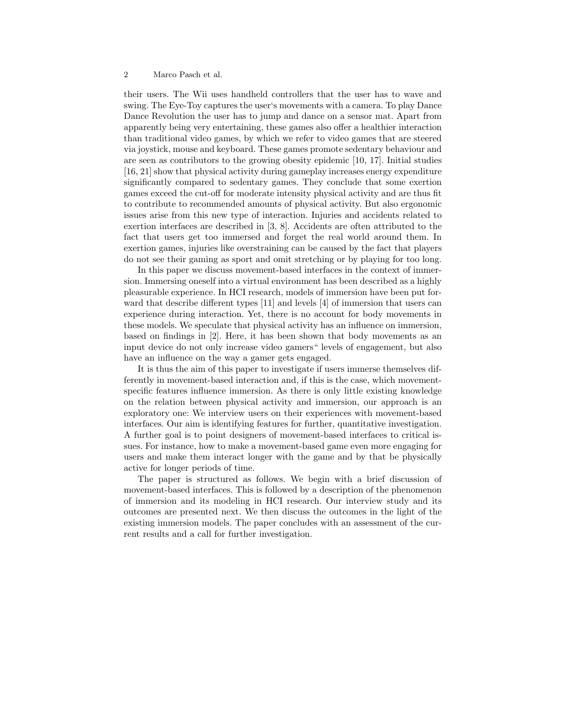their users. The Wii uses handheld controllers that the user has to wave and swing. The Eye-Toy captures the user‘s movements with a camera. To play Dance Dance Revolution the user has to jump and dance on a sensor mat. Apart from apparently being very entertaining, these games also offer a healthier interaction than traditional video games, by which we refer to video games that are steered via joystick, mouse and keyboard. These games promote sedentary behaviour and are seen as contributors to the growing obesity epidemic [10, 17]. Initial studies [16, 21] show that physical activity during gameplay increases energy expenditure significantly compared to sedentary games. They conclude that some exertion games exceed the cut-off for moderate intensity physical activity and are thus fit to contribute to recommended amounts of physical activity. But also ergonomic issues arise from this new type of interaction. Injuries and accidents related to exertion interfaces are described in [3, 8]. Accidents are often attributed to the fact that users get too immersed and forget the real world around them. In exertion games, injuries like overstraining can be caused by the fact that players do not see their gaming as sport and omit stretching or by playing for too long.

In this paper we discuss movement-based interfaces in the context of immersion. Immersing oneself into a virtual environment has been described as a highly pleasurable experience. In HCI research, models of immersion have been put forward that describe different types [11] and levels [4] of immersion that users can experience during interaction. Yet, there is no account for body movements in these models. We speculate that physical activity has an influence on immersion, based on findings in [2]. Here, it has been shown that body movements as an input device do not only increase video gamers“ levels of engagement, but also have an influence on the way a gamer gets engaged.

It is thus the aim of this paper to investigate if users immerse themselves differently in movement-based interaction and, if this is the case, which movement-specific features influence immersion. As there is only little existing knowledge on the relation between physical activity and immersion, our approach is an exploratory one: We interview users on their experiences with movement-based interfaces. Our aim is identifying features for further, quantitative investigation. A further goal is to point designers of movement-based interfaces to critical issues. For instance, how to make a movement-based game even more engaging for users and make them interact longer with the game and by that be physically active for longer periods of time.

The paper is structured as follows. We begin with a brief discussion of movement-based interfaces. This is followed by a description of the phenomenon of immersion and its modeling in HCI research. Our interview study and its outcomes are presented next. We then discuss the outcomes in the light of the existing immersion models. The paper concludes with an assessment of the current results and a call for further investigation.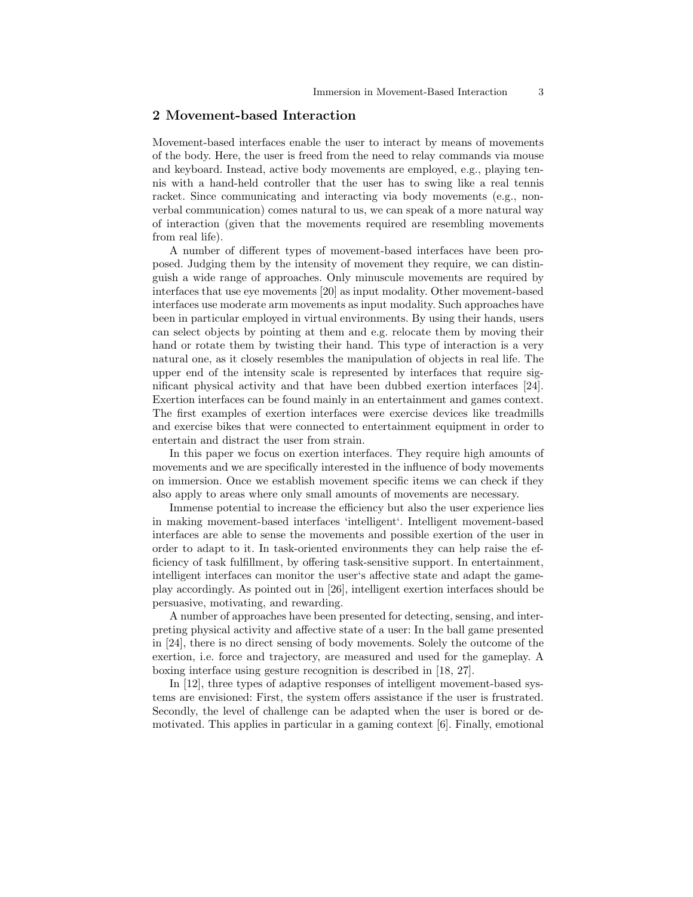## 2 Movement-based Interaction

Movement-based interfaces enable the user to interact by means of movements of the body. Here, the user is freed from the need to relay commands via mouse and keyboard. Instead, active body movements are employed, e.g., playing tennis with a hand-held controller that the user has to swing like a real tennis racket. Since communicating and interacting via body movements (e.g., non-verbal communication) comes natural to us, we can speak of a more natural way of interaction (given that the movements required are resembling movements from real life).

A number of different types of movement-based interfaces have been proposed. Judging them by the intensity of movement they require, we can distinguish a wide range of approaches. Only minuscule movements are required by interfaces that use eye movements [20] as input modality. Other movement-based interfaces use moderate arm movements as input modality. Such approaches have been in particular employed in virtual environments. By using their hands, users can select objects by pointing at them and e.g. relocate them by moving their hand or rotate them by twisting their hand. This type of interaction is a very natural one, as it closely resembles the manipulation of objects in real life. The upper end of the intensity scale is represented by interfaces that require significant physical activity and that have been dubbed exertion interfaces [24]. Exertion interfaces can be found mainly in an entertainment and games context. The first examples of exertion interfaces were exercise devices like treadmills and exercise bikes that were connected to entertainment equipment in order to entertain and distract the user from strain.

In this paper we focus on exertion interfaces. They require high amounts of movements and we are specifically interested in the influence of body movements on immersion. Once we establish movement specific items we can check if they also apply to areas where only small amounts of movements are necessary.

Immense potential to increase the efficiency but also the user experience lies in making movement-based interfaces 'intelligent'. Intelligent movement-based interfaces are able to sense the movements and possible exertion of the user in order to adapt to it. In task-oriented environments they can help raise the efficiency of task fulfillment, by offering task-sensitive support. In entertainment, intelligent interfaces can monitor the user's affective state and adapt the gameplay accordingly. As pointed out in [26], intelligent exertion interfaces should be persuasive, motivating, and rewarding.

A number of approaches have been presented for detecting, sensing, and interpreting physical activity and affective state of a user: In the ball game presented in [24], there is no direct sensing of body movements. Solely the outcome of the exertion, i.e. force and trajectory, are measured and used for the gameplay. A boxing interface using gesture recognition is described in [18, 27].

In [12], three types of adaptive responses of intelligent movement-based systems are envisioned: First, the system offers assistance if the user is frustrated. Secondly, the level of challenge can be adapted when the user is bored or demotivated. This applies in particular in a gaming context [6]. Finally, emotional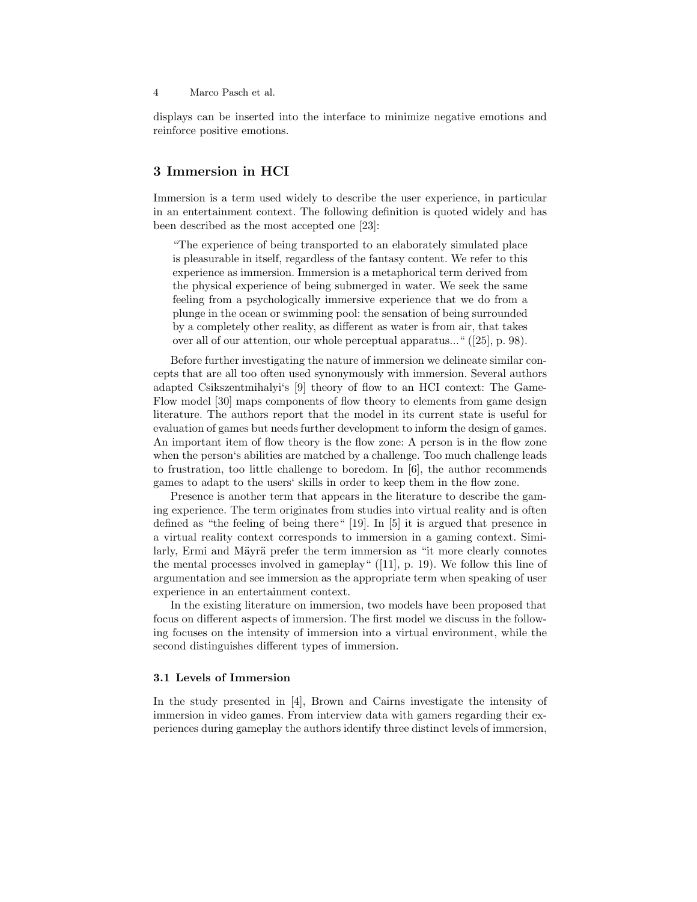displays can be inserted into the interface to minimize negative emotions and reinforce positive emotions.

## 3 Immersion in HCI

Immersion is a term used widely to describe the user experience, in particular in an entertainment context. The following definition is quoted widely and has been described as the most accepted one [23]:

> "The experience of being transported to an elaborately simulated place is pleasurable in itself, regardless of the fantasy content. We refer to this experience as immersion. Immersion is a metaphorical term derived from the physical experience of being submerged in water. We seek the same feeling from a psychologically immersive experience that we do from a plunge in the ocean or swimming pool: the sensation of being surrounded by a completely other reality, as different as water is from air, that takes over all of our attention, our whole perceptual apparatus..." ([25], p. 98).

Before further investigating the nature of immersion we delineate similar concepts that are all too often used synonymously with immersion. Several authors adapted Csikszentmihalyi's [9] theory of flow to an HCI context: The GameFlow model [30] maps components of flow theory to elements from game design literature. The authors report that the model in its current state is useful for evaluation of games but needs further development to inform the design of games. An important item of flow theory is the flow zone: A person is in the flow zone when the person's abilities are matched by a challenge. Too much challenge leads to frustration, too little challenge to boredom. In [6], the author recommends games to adapt to the users' skills in order to keep them in the flow zone.

Presence is another term that appears in the literature to describe the gaming experience. The term originates from studies into virtual reality and is often defined as "the feeling of being there" [19]. In [5] it is argued that presence in a virtual reality context corresponds to immersion in a gaming context. Similarly, Ermi and Mäyrä prefer the term immersion as "it more clearly connotes the mental processes involved in gameplay" ([11], p. 19). We follow this line of argumentation and see immersion as the appropriate term when speaking of user experience in an entertainment context.

In the existing literature on immersion, two models have been proposed that focus on different aspects of immersion. The first model we discuss in the following focuses on the intensity of immersion into a virtual environment, while the second distinguishes different types of immersion.

### 3.1 Levels of Immersion

In the study presented in [4], Brown and Cairns investigate the intensity of immersion in video games. From interview data with gamers regarding their experiences during gameplay the authors identify three distinct levels of immersion,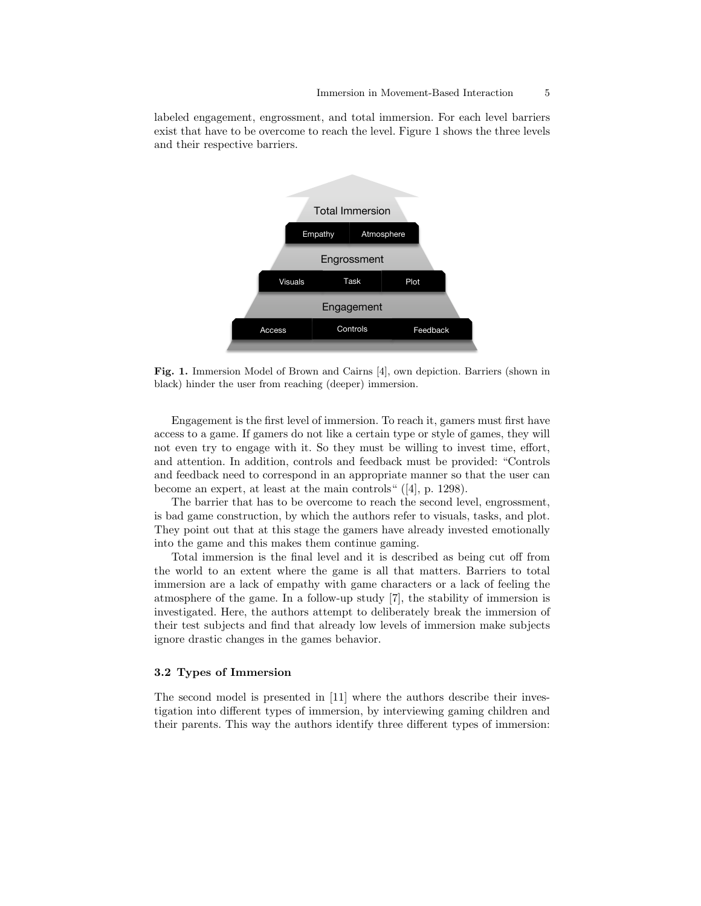labeled engagement, engrossment, and total immersion. For each level barriers exist that have to be overcome to reach the level. Figure 1 shows the three levels and their respective barriers.

Total Immersion

Empathy | Atmosphere

Engrossment

Visuals | Task | Plot

Engagement

Access | Controls | Feedback

**Fig. 1.** Immersion Model of Brown and Cairns [4], own depiction. Barriers (shown in black) hinder the user from reaching (deeper) immersion.

Engagement is the first level of immersion. To reach it, gamers must first have access to a game. If gamers do not like a certain type or style of games, they will not even try to engage with it. So they must be willing to invest time, effort, and attention. In addition, controls and feedback must be provided: "Controls and feedback need to correspond in an appropriate manner so that the user can become an expert, at least at the main controls" ([4], p. 1298).

The barrier that has to be overcome to reach the second level, engrossment, is bad game construction, by which the authors refer to visuals, tasks, and plot. They point out that at this stage the gamers have already invested emotionally into the game and this makes them continue gaming.

Total immersion is the final level and it is described as being cut off from the world to an extent where the game is all that matters. Barriers to total immersion are a lack of empathy with game characters or a lack of feeling the atmosphere of the game. In a follow-up study [7], the stability of immersion is investigated. Here, the authors attempt to deliberately break the immersion of their test subjects and find that already low levels of immersion make subjects ignore drastic changes in the games behavior.

### 3.2 Types of Immersion

The second model is presented in [11] where the authors describe their investigation into different types of immersion, by interviewing gaming children and their parents. This way the authors identify three different types of immersion: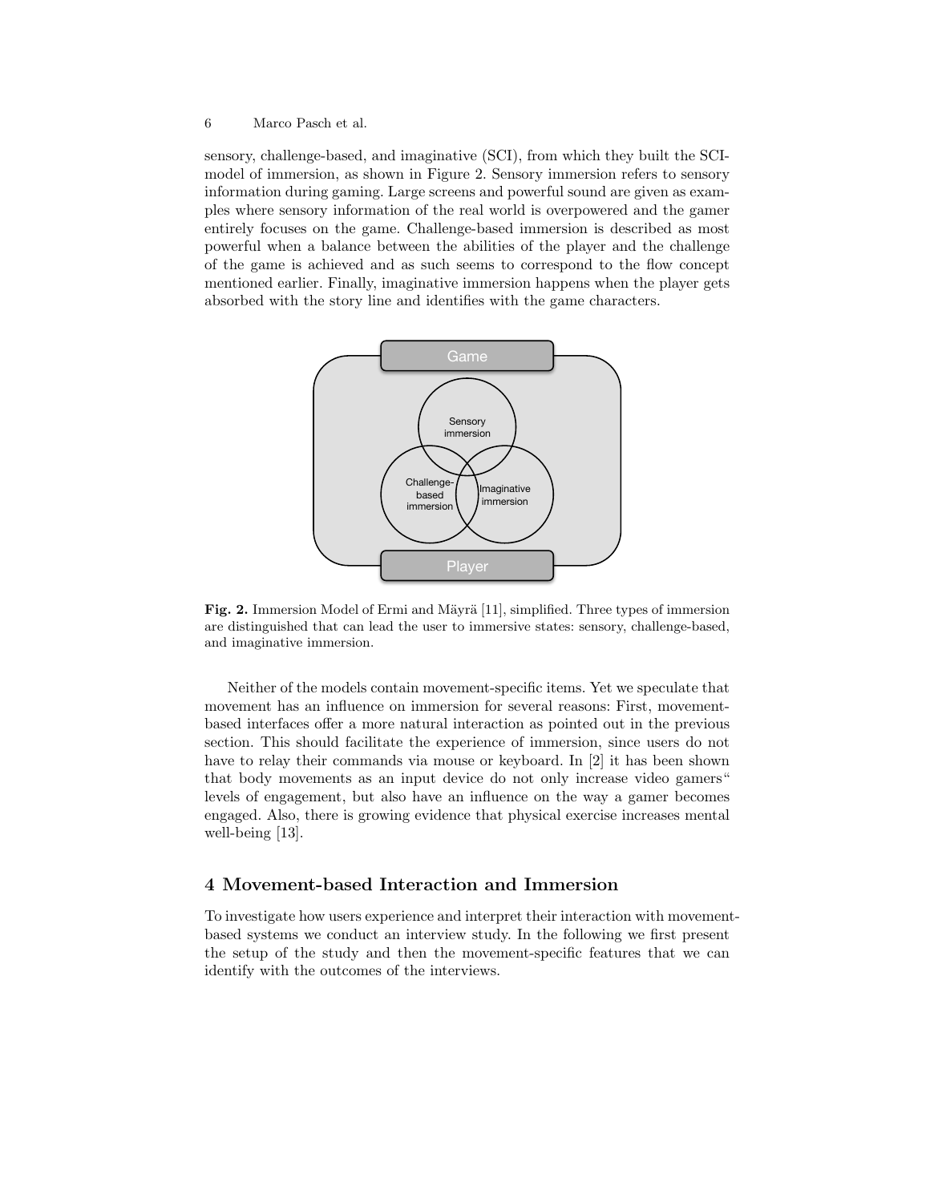sensory, challenge-based, and imaginative (SCI), from which they built the SCI-model of immersion, as shown in Figure 2. Sensory immersion refers to sensory information during gaming. Large screens and powerful sound are given as examples where sensory information of the real world is overpowered and the gamer entirely focuses on the game. Challenge-based immersion is described as most powerful when a balance between the abilities of the player and the challenge of the game is achieved and as such seems to correspond to the flow concept mentioned earlier. Finally, imaginative immersion happens when the player gets absorbed with the story line and identifies with the game characters.

**Fig. 2.** Immersion Model of Ermi and Mäyrä [11], simplified. Three types of immersion are distinguished that can lead the user to immersive states: sensory, challenge-based, and imaginative immersion.

Neither of the models contain movement-specific items. Yet we speculate that movement has an influence on immersion for several reasons: First, movement-based interfaces offer a more natural interaction as pointed out in the previous section. This should facilitate the experience of immersion, since users do not have to relay their commands via mouse or keyboard. In [2] it has been shown that body movements as an input device do not only increase video gamers" levels of engagement, but also have an influence on the way a gamer becomes engaged. Also, there is growing evidence that physical exercise increases mental well-being [13].

## 4 Movement-based Interaction and Immersion

To investigate how users experience and interpret their interaction with movement-based systems we conduct an interview study. In the following we first present the setup of the study and then the movement-specific features that we can identify with the outcomes of the interviews.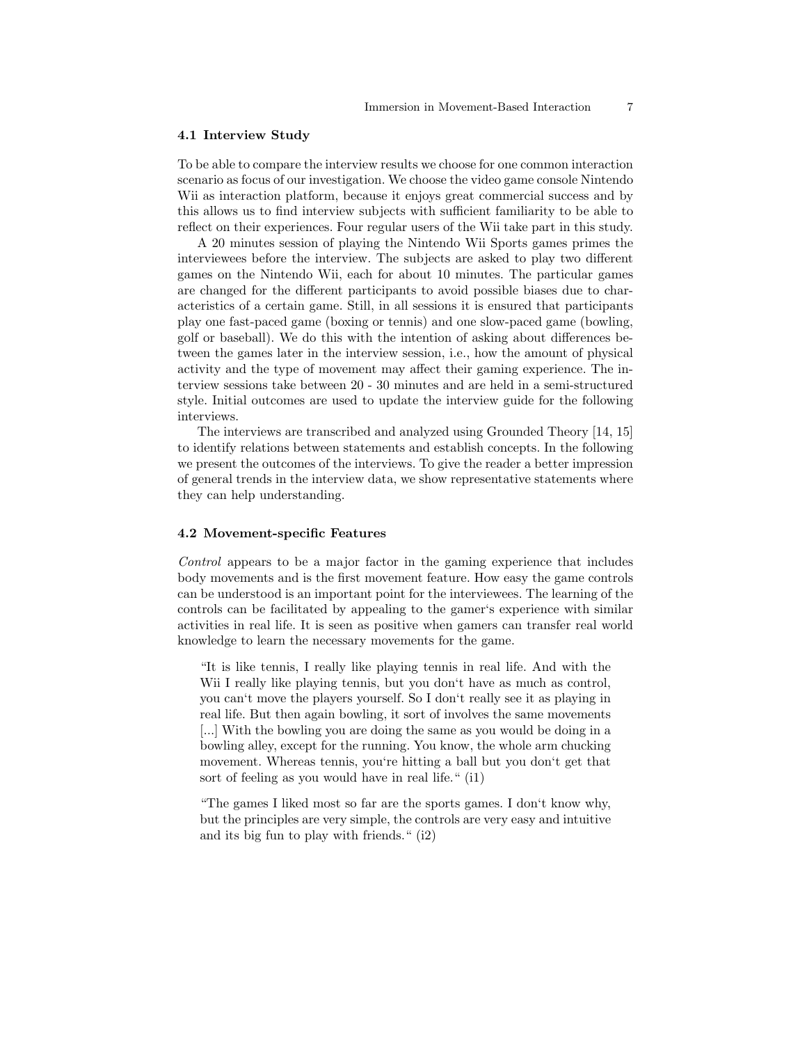### 4.1 Interview Study

To be able to compare the interview results we choose for one common interaction scenario as focus of our investigation. We choose the video game console Nintendo Wii as interaction platform, because it enjoys great commercial success and by this allows us to find interview subjects with sufficient familiarity to be able to reflect on their experiences. Four regular users of the Wii take part in this study.

A 20 minutes session of playing the Nintendo Wii Sports games primes the interviewees before the interview. The subjects are asked to play two different games on the Nintendo Wii, each for about 10 minutes. The particular games are changed for the different participants to avoid possible biases due to characteristics of a certain game. Still, in all sessions it is ensured that participants play one fast-paced game (boxing or tennis) and one slow-paced game (bowling, golf or baseball). We do this with the intention of asking about differences between the games later in the interview session, i.e., how the amount of physical activity and the type of movement may affect their gaming experience. The interview sessions take between 20 - 30 minutes and are held in a semi-structured style. Initial outcomes are used to update the interview guide for the following interviews.

The interviews are transcribed and analyzed using Grounded Theory [14, 15] to identify relations between statements and establish concepts. In the following we present the outcomes of the interviews. To give the reader a better impression of general trends in the interview data, we show representative statements where they can help understanding.

### 4.2 Movement-specific Features

*Control* appears to be a major factor in the gaming experience that includes body movements and is the first movement feature. How easy the game controls can be understood is an important point for the interviewees. The learning of the controls can be facilitated by appealing to the gamer‘s experience with similar activities in real life. It is seen as positive when gamers can transfer real world knowledge to learn the necessary movements for the game.

> "It is like tennis, I really like playing tennis in real life. And with the Wii I really like playing tennis, but you don‘t have as much as control, you can‘t move the players yourself. So I don‘t really see it as playing in real life. But then again bowling, it sort of involves the same movements [...] With the bowling you are doing the same as you would be doing in a bowling alley, except for the running. You know, the whole arm chucking movement. Whereas tennis, you‘re hitting a ball but you don‘t get that sort of feeling as you would have in real life." (i1)

> "The games I liked most so far are the sports games. I don‘t know why, but the principles are very simple, the controls are very easy and intuitive and its big fun to play with friends." (i2)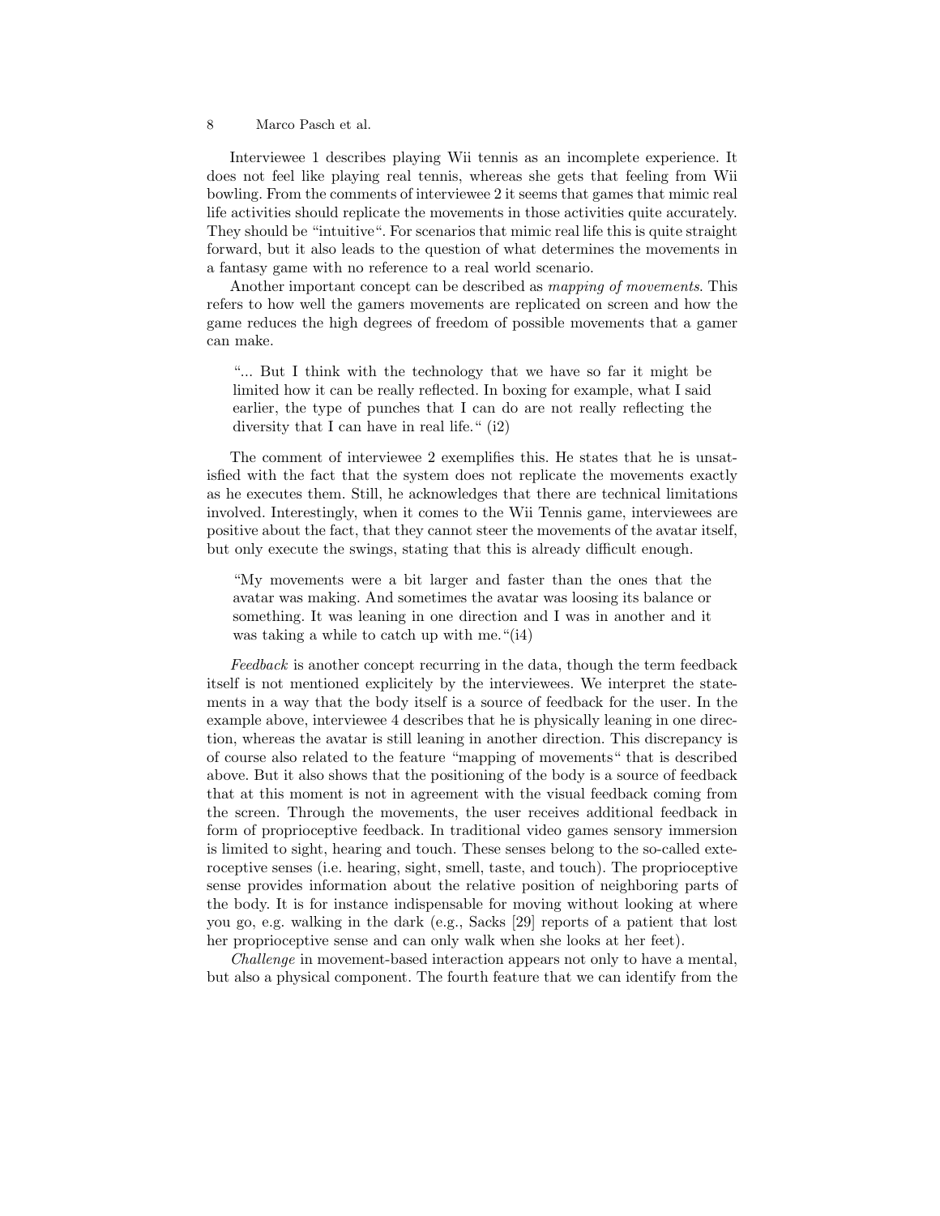Interviewee 1 describes playing Wii tennis as an incomplete experience. It does not feel like playing real tennis, whereas she gets that feeling from Wii bowling. From the comments of interviewee 2 it seems that games that mimic real life activities should replicate the movements in those activities quite accurately. They should be "intuitive". For scenarios that mimic real life this is quite straight forward, but it also leads to the question of what determines the movements in a fantasy game with no reference to a real world scenario.

Another important concept can be described as *mapping of movements*. This refers to how well the gamers movements are replicated on screen and how the game reduces the high degrees of freedom of possible movements that a gamer can make.

> "... But I think with the technology that we have so far it might be limited how it can be really reflected. In boxing for example, what I said earlier, the type of punches that I can do are not really reflecting the diversity that I can have in real life." (i2)

The comment of interviewee 2 exemplifies this. He states that he is unsatisfied with the fact that the system does not replicate the movements exactly as he executes them. Still, he acknowledges that there are technical limitations involved. Interestingly, when it comes to the Wii Tennis game, interviewees are positive about the fact, that they cannot steer the movements of the avatar itself, but only execute the swings, stating that this is already difficult enough.

> "My movements were a bit larger and faster than the ones that the avatar was making. And sometimes the avatar was loosing its balance or something. It was leaning in one direction and I was in another and it was taking a while to catch up with me."(i4)

*Feedback* is another concept recurring in the data, though the term feedback itself is not mentioned explicitely by the interviewees. We interpret the statements in a way that the body itself is a source of feedback for the user. In the example above, interviewee 4 describes that he is physically leaning in one direction, whereas the avatar is still leaning in another direction. This discrepancy is of course also related to the feature "mapping of movements" that is described above. But it also shows that the positioning of the body is a source of feedback that at this moment is not in agreement with the visual feedback coming from the screen. Through the movements, the user receives additional feedback in form of proprioceptive feedback. In traditional video games sensory immersion is limited to sight, hearing and touch. These senses belong to the so-called exteroceptive senses (i.e. hearing, sight, smell, taste, and touch). The proprioceptive sense provides information about the relative position of neighboring parts of the body. It is for instance indispensable for moving without looking at where you go, e.g. walking in the dark (e.g., Sacks [29] reports of a patient that lost her proprioceptive sense and can only walk when she looks at her feet).

*Challenge* in movement-based interaction appears not only to have a mental, but also a physical component. The fourth feature that we can identify from the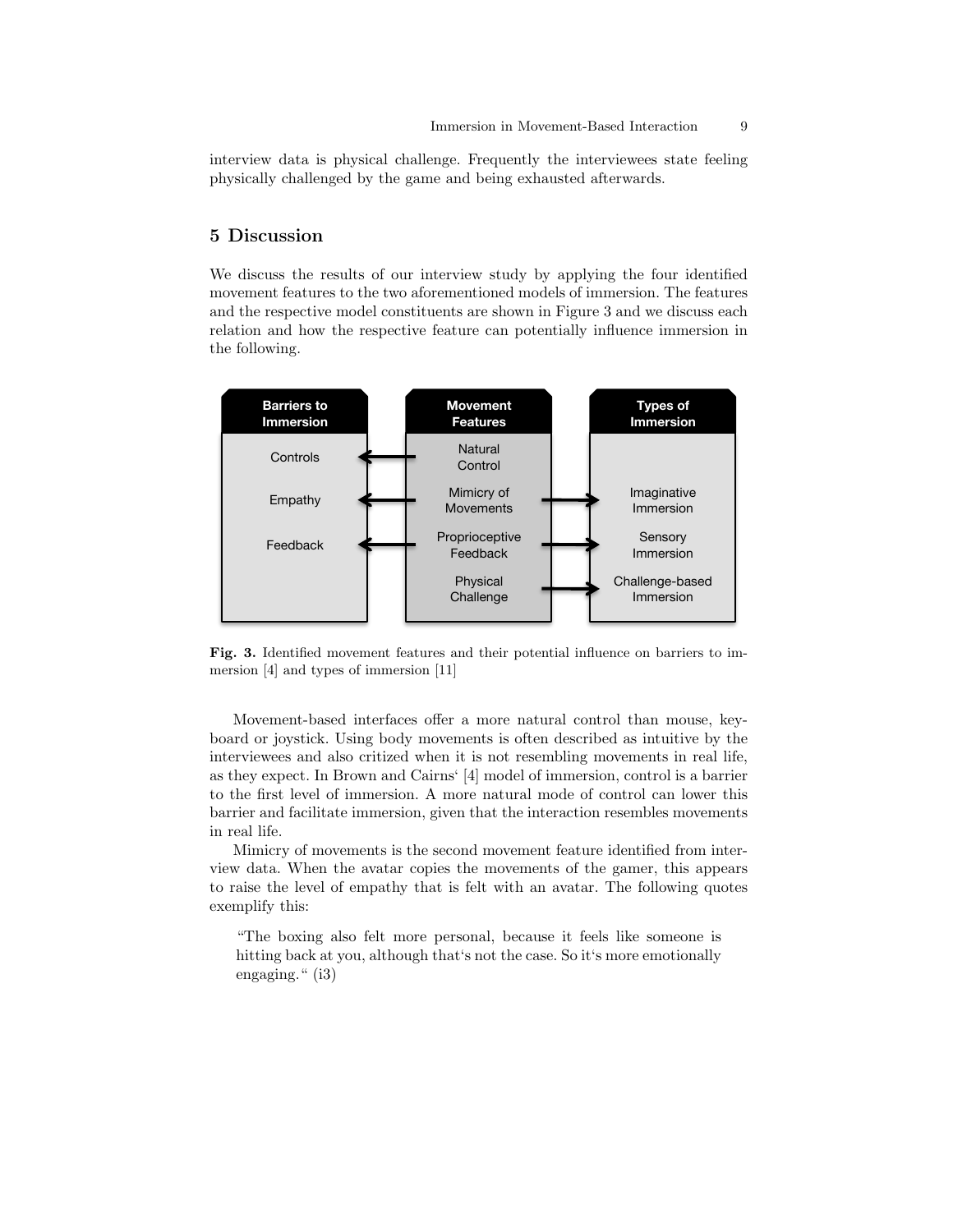interview data is physical challenge. Frequently the interviewees state feeling physically challenged by the game and being exhausted afterwards.

## 5 Discussion

We discuss the results of our interview study by applying the four identified movement features to the two aforementioned models of immersion. The features and the respective model constituents are shown in Figure 3 and we discuss each relation and how the respective feature can potentially influence immersion in the following.

| Barriers to Immersion | | Movement Features | | Types of Immersion |
|---|---|---|---|---|
| Controls | ← | Natural Control | | |
| Empathy | ← | Mimicry of Movements | → | Imaginative Immersion |
| Feedback | ← | Proprioceptive Feedback | → | Sensory Immersion |
| | | Physical Challenge | → | Challenge-based Immersion |

**Fig. 3.** Identified movement features and their potential influence on barriers to immersion [4] and types of immersion [11]

Movement-based interfaces offer a more natural control than mouse, keyboard or joystick. Using body movements is often described as intuitive by the interviewees and also critized when it is not resembling movements in real life, as they expect. In Brown and Cairns' [4] model of immersion, control is a barrier to the first level of immersion. A more natural mode of control can lower this barrier and facilitate immersion, given that the interaction resembles movements in real life.

Mimicry of movements is the second movement feature identified from interview data. When the avatar copies the movements of the gamer, this appears to raise the level of empathy that is felt with an avatar. The following quotes exemplify this:

> "The boxing also felt more personal, because it feels like someone is hitting back at you, although that's not the case. So it's more emotionally engaging." (i3)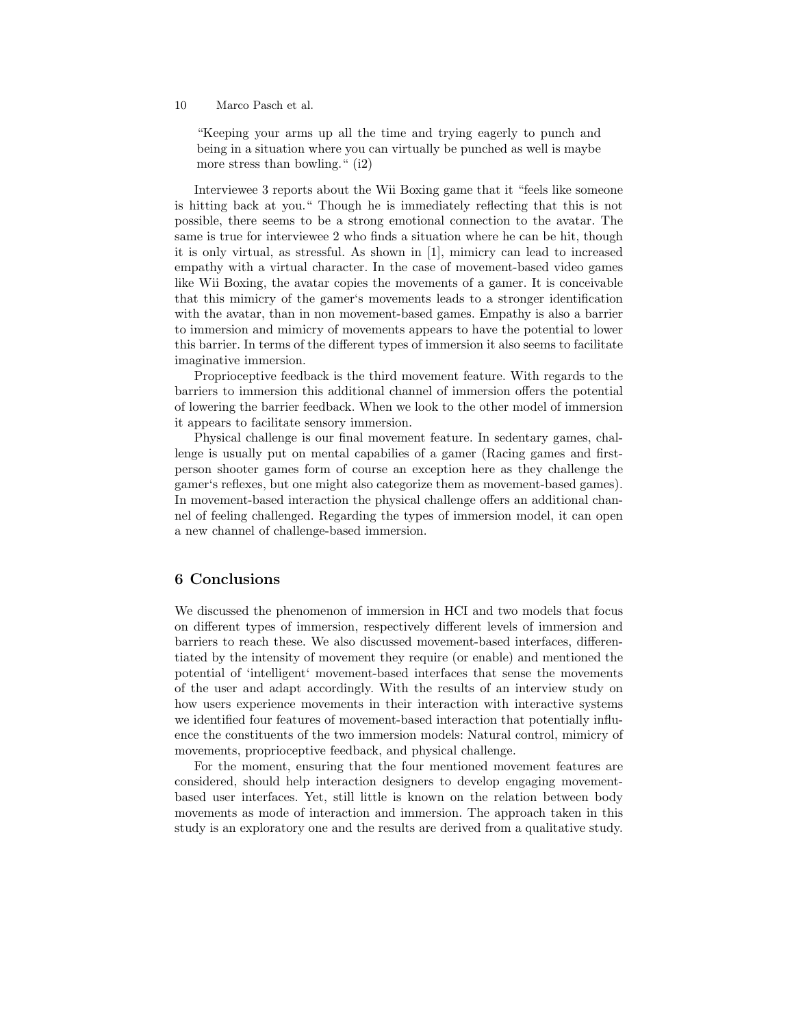> "Keeping your arms up all the time and trying eagerly to punch and being in a situation where you can virtually be punched as well is maybe more stress than bowling." (i2)

Interviewee 3 reports about the Wii Boxing game that it "feels like someone is hitting back at you." Though he is immediately reflecting that this is not possible, there seems to be a strong emotional connection to the avatar. The same is true for interviewee 2 who finds a situation where he can be hit, though it is only virtual, as stressful. As shown in [1], mimicry can lead to increased empathy with a virtual character. In the case of movement-based video games like Wii Boxing, the avatar copies the movements of a gamer. It is conceivable that this mimicry of the gamer's movements leads to a stronger identification with the avatar, than in non movement-based games. Empathy is also a barrier to immersion and mimicry of movements appears to have the potential to lower this barrier. In terms of the different types of immersion it also seems to facilitate imaginative immersion.

Proprioceptive feedback is the third movement feature. With regards to the barriers to immersion this additional channel of immersion offers the potential of lowering the barrier feedback. When we look to the other model of immersion it appears to facilitate sensory immersion.

Physical challenge is our final movement feature. In sedentary games, challenge is usually put on mental capabilies of a gamer (Racing games and first-person shooter games form of course an exception here as they challenge the gamer's reflexes, but one might also categorize them as movement-based games). In movement-based interaction the physical challenge offers an additional channel of feeling challenged. Regarding the types of immersion model, it can open a new channel of challenge-based immersion.

## 6 Conclusions

We discussed the phenomenon of immersion in HCI and two models that focus on different types of immersion, respectively different levels of immersion and barriers to reach these. We also discussed movement-based interfaces, differentiated by the intensity of movement they require (or enable) and mentioned the potential of 'intelligent' movement-based interfaces that sense the movements of the user and adapt accordingly. With the results of an interview study on how users experience movements in their interaction with interactive systems we identified four features of movement-based interaction that potentially influence the constituents of the two immersion models: Natural control, mimicry of movements, proprioceptive feedback, and physical challenge.

For the moment, ensuring that the four mentioned movement features are considered, should help interaction designers to develop engaging movement-based user interfaces. Yet, still little is known on the relation between body movements as mode of interaction and immersion. The approach taken in this study is an exploratory one and the results are derived from a qualitative study.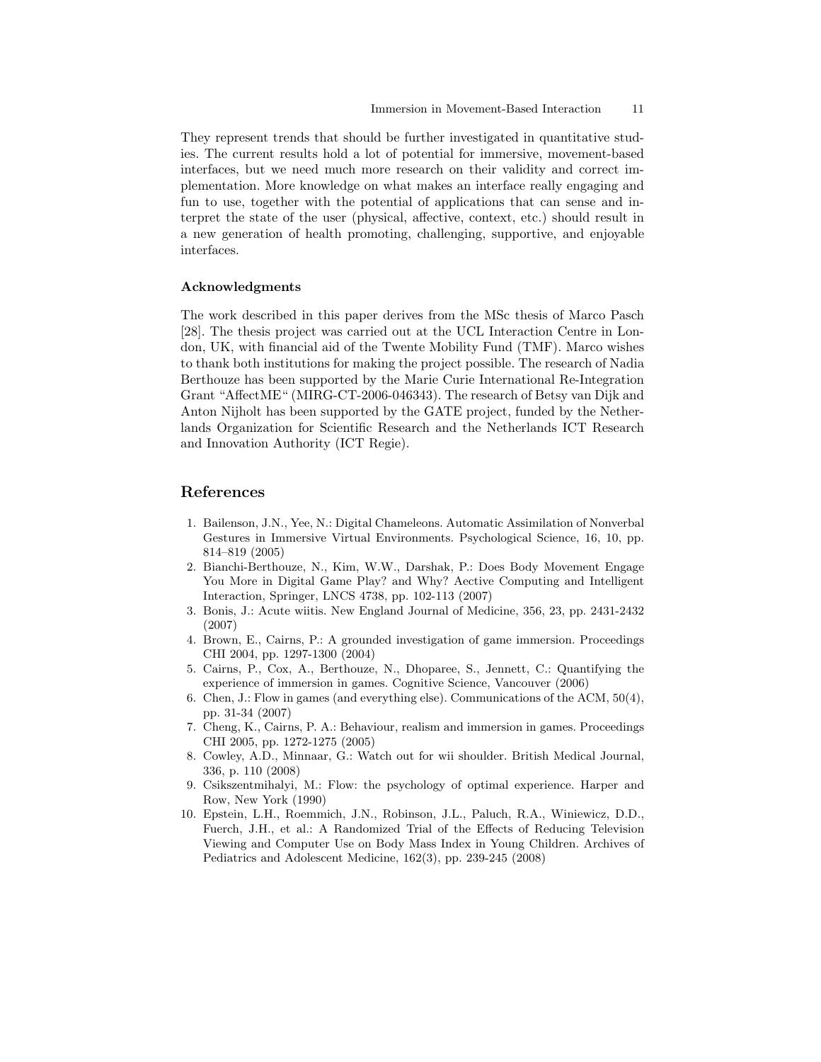They represent trends that should be further investigated in quantitative studies. The current results hold a lot of potential for immersive, movement-based interfaces, but we need much more research on their validity and correct implementation. More knowledge on what makes an interface really engaging and fun to use, together with the potential of applications that can sense and interpret the state of the user (physical, affective, context, etc.) should result in a new generation of health promoting, challenging, supportive, and enjoyable interfaces.

### Acknowledgments

The work described in this paper derives from the MSc thesis of Marco Pasch [28]. The thesis project was carried out at the UCL Interaction Centre in London, UK, with financial aid of the Twente Mobility Fund (TMF). Marco wishes to thank both institutions for making the project possible. The research of Nadia Berthouze has been supported by the Marie Curie International Re-Integration Grant "AffectME" (MIRG-CT-2006-046343). The research of Betsy van Dijk and Anton Nijholt has been supported by the GATE project, funded by the Netherlands Organization for Scientific Research and the Netherlands ICT Research and Innovation Authority (ICT Regie).

## References

1. Bailenson, J.N., Yee, N.: Digital Chameleons. Automatic Assimilation of Nonverbal Gestures in Immersive Virtual Environments. Psychological Science, 16, 10, pp. 814–819 (2005)
2. Bianchi-Berthouze, N., Kim, W.W., Darshak, P.: Does Body Movement Engage You More in Digital Game Play? and Why? Aective Computing and Intelligent Interaction, Springer, LNCS 4738, pp. 102-113 (2007)
3. Bonis, J.: Acute wiitis. New England Journal of Medicine, 356, 23, pp. 2431-2432 (2007)
4. Brown, E., Cairns, P.: A grounded investigation of game immersion. Proceedings CHI 2004, pp. 1297-1300 (2004)
5. Cairns, P., Cox, A., Berthouze, N., Dhoparee, S., Jennett, C.: Quantifying the experience of immersion in games. Cognitive Science, Vancouver (2006)
6. Chen, J.: Flow in games (and everything else). Communications of the ACM, 50(4), pp. 31-34 (2007)
7. Cheng, K., Cairns, P. A.: Behaviour, realism and immersion in games. Proceedings CHI 2005, pp. 1272-1275 (2005)
8. Cowley, A.D., Minnaar, G.: Watch out for wii shoulder. British Medical Journal, 336, p. 110 (2008)
9. Csikszentmihalyi, M.: Flow: the psychology of optimal experience. Harper and Row, New York (1990)
10. Epstein, L.H., Roemmich, J.N., Robinson, J.L., Paluch, R.A., Winiewicz, D.D., Fuerch, J.H., et al.: A Randomized Trial of the Effects of Reducing Television Viewing and Computer Use on Body Mass Index in Young Children. Archives of Pediatrics and Adolescent Medicine, 162(3), pp. 239-245 (2008)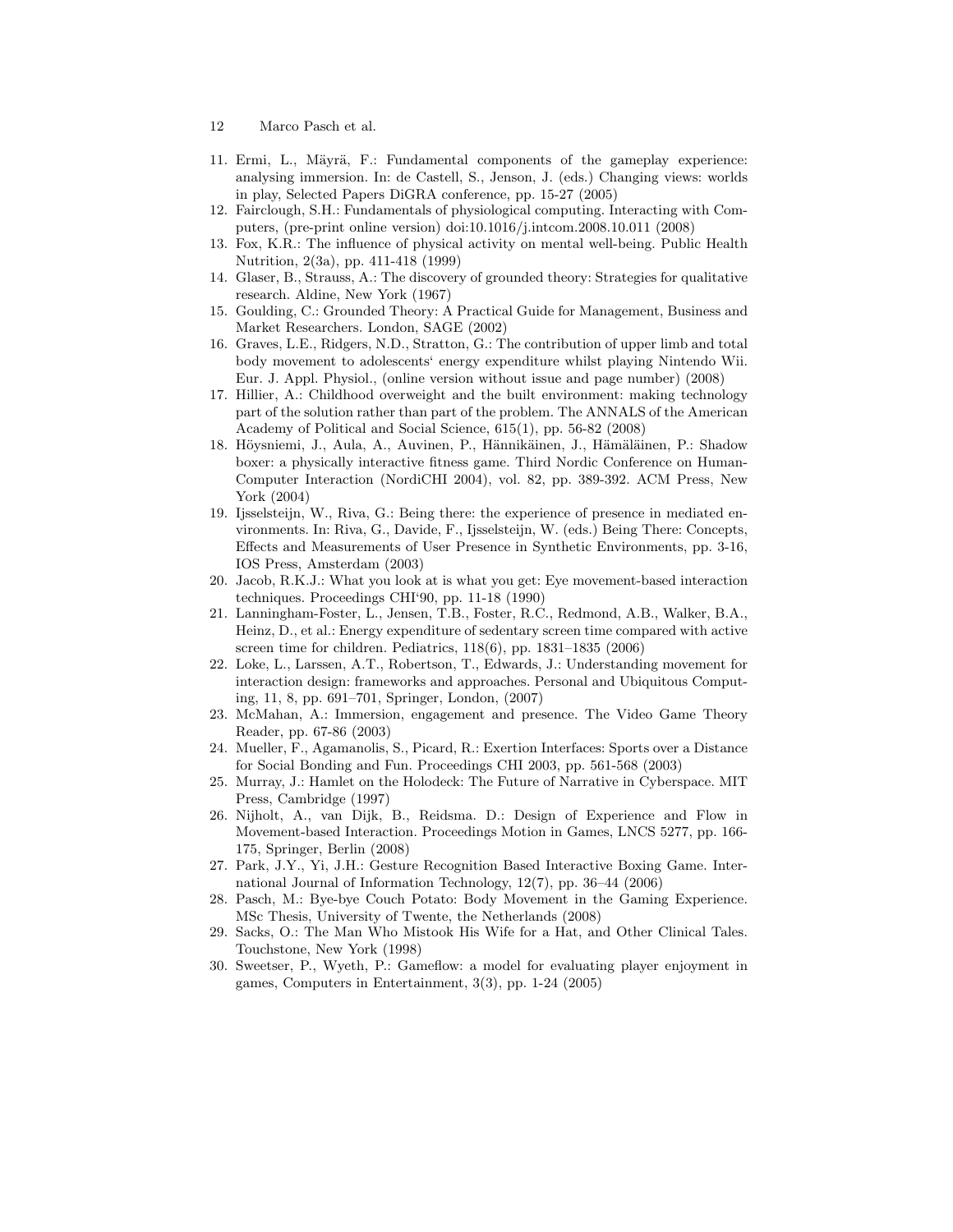11. Ermi, L., Mäyrä, F.: Fundamental components of the gameplay experience: analysing immersion. In: de Castell, S., Jenson, J. (eds.) Changing views: worlds in play, Selected Papers DiGRA conference, pp. 15-27 (2005)
12. Fairclough, S.H.: Fundamentals of physiological computing. Interacting with Computers, (pre-print online version) doi:10.1016/j.intcom.2008.10.011 (2008)
13. Fox, K.R.: The influence of physical activity on mental well-being. Public Health Nutrition, 2(3a), pp. 411-418 (1999)
14. Glaser, B., Strauss, A.: The discovery of grounded theory: Strategies for qualitative research. Aldine, New York (1967)
15. Goulding, C.: Grounded Theory: A Practical Guide for Management, Business and Market Researchers. London, SAGE (2002)
16. Graves, L.E., Ridgers, N.D., Stratton, G.: The contribution of upper limb and total body movement to adolescents' energy expenditure whilst playing Nintendo Wii. Eur. J. Appl. Physiol., (online version without issue and page number) (2008)
17. Hillier, A.: Childhood overweight and the built environment: making technology part of the solution rather than part of the problem. The ANNALS of the American Academy of Political and Social Science, 615(1), pp. 56-82 (2008)
18. Höysniemi, J., Aula, A., Auvinen, P., Hännikäinen, J., Hämäläinen, P.: Shadow boxer: a physically interactive fitness game. Third Nordic Conference on Human-Computer Interaction (NordiCHI 2004), vol. 82, pp. 389-392. ACM Press, New York (2004)
19. Ijsselsteijn, W., Riva, G.: Being there: the experience of presence in mediated environments. In: Riva, G., Davide, F., Ijsselsteijn, W. (eds.) Being There: Concepts, Effects and Measurements of User Presence in Synthetic Environments, pp. 3-16, IOS Press, Amsterdam (2003)
20. Jacob, R.K.J.: What you look at is what you get: Eye movement-based interaction techniques. Proceedings CHI'90, pp. 11-18 (1990)
21. Lanningham-Foster, L., Jensen, T.B., Foster, R.C., Redmond, A.B., Walker, B.A., Heinz, D., et al.: Energy expenditure of sedentary screen time compared with active screen time for children. Pediatrics, 118(6), pp. 1831–1835 (2006)
22. Loke, L., Larssen, A.T., Robertson, T., Edwards, J.: Understanding movement for interaction design: frameworks and approaches. Personal and Ubiquitous Computing, 11, 8, pp. 691–701, Springer, London, (2007)
23. McMahan, A.: Immersion, engagement and presence. The Video Game Theory Reader, pp. 67-86 (2003)
24. Mueller, F., Agamanolis, S., Picard, R.: Exertion Interfaces: Sports over a Distance for Social Bonding and Fun. Proceedings CHI 2003, pp. 561-568 (2003)
25. Murray, J.: Hamlet on the Holodeck: The Future of Narrative in Cyberspace. MIT Press, Cambridge (1997)
26. Nijholt, A., van Dijk, B., Reidsma. D.: Design of Experience and Flow in Movement-based Interaction. Proceedings Motion in Games, LNCS 5277, pp. 166-175, Springer, Berlin (2008)
27. Park, J.Y., Yi, J.H.: Gesture Recognition Based Interactive Boxing Game. International Journal of Information Technology, 12(7), pp. 36–44 (2006)
28. Pasch, M.: Bye-bye Couch Potato: Body Movement in the Gaming Experience. MSc Thesis, University of Twente, the Netherlands (2008)
29. Sacks, O.: The Man Who Mistook His Wife for a Hat, and Other Clinical Tales. Touchstone, New York (1998)
30. Sweetser, P., Wyeth, P.: Gameflow: a model for evaluating player enjoyment in games, Computers in Entertainment, 3(3), pp. 1-24 (2005)